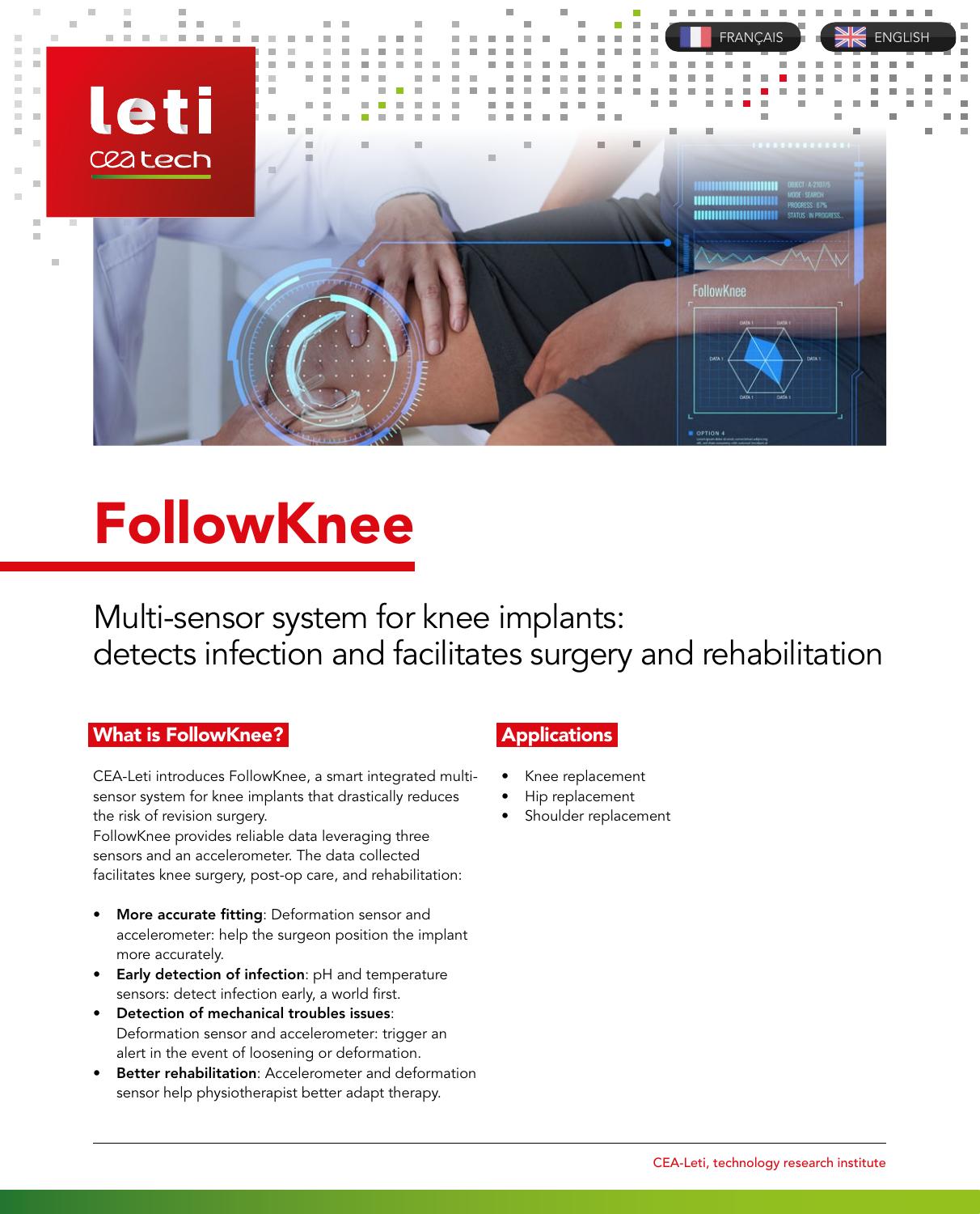# FollowKnee

## Multi-sensor system for knee implants: detects infection and facilitates surgery and rehabilitation

### What is FollowKnee?

CEA-Leti introduces FollowKnee, a smart integrated multi-sensor system for knee implants that drastically reduces the risk of revision surgery.
FollowKnee provides reliable data leveraging three sensors and an accelerometer. The data collected facilitates knee surgery, post-op care, and rehabilitation:

- **More accurate fitting**: Deformation sensor and accelerometer: help the surgeon position the implant more accurately.
- **Early detection of infection**: pH and temperature sensors: detect infection early, a world first.
- **Detection of mechanical troubles issues**: Deformation sensor and accelerometer: trigger an alert in the event of loosening or deformation.
- **Better rehabilitation**: Accelerometer and deformation sensor help physiotherapist better adapt therapy.

### Applications

- Knee replacement
- Hip replacement
- Shoulder replacement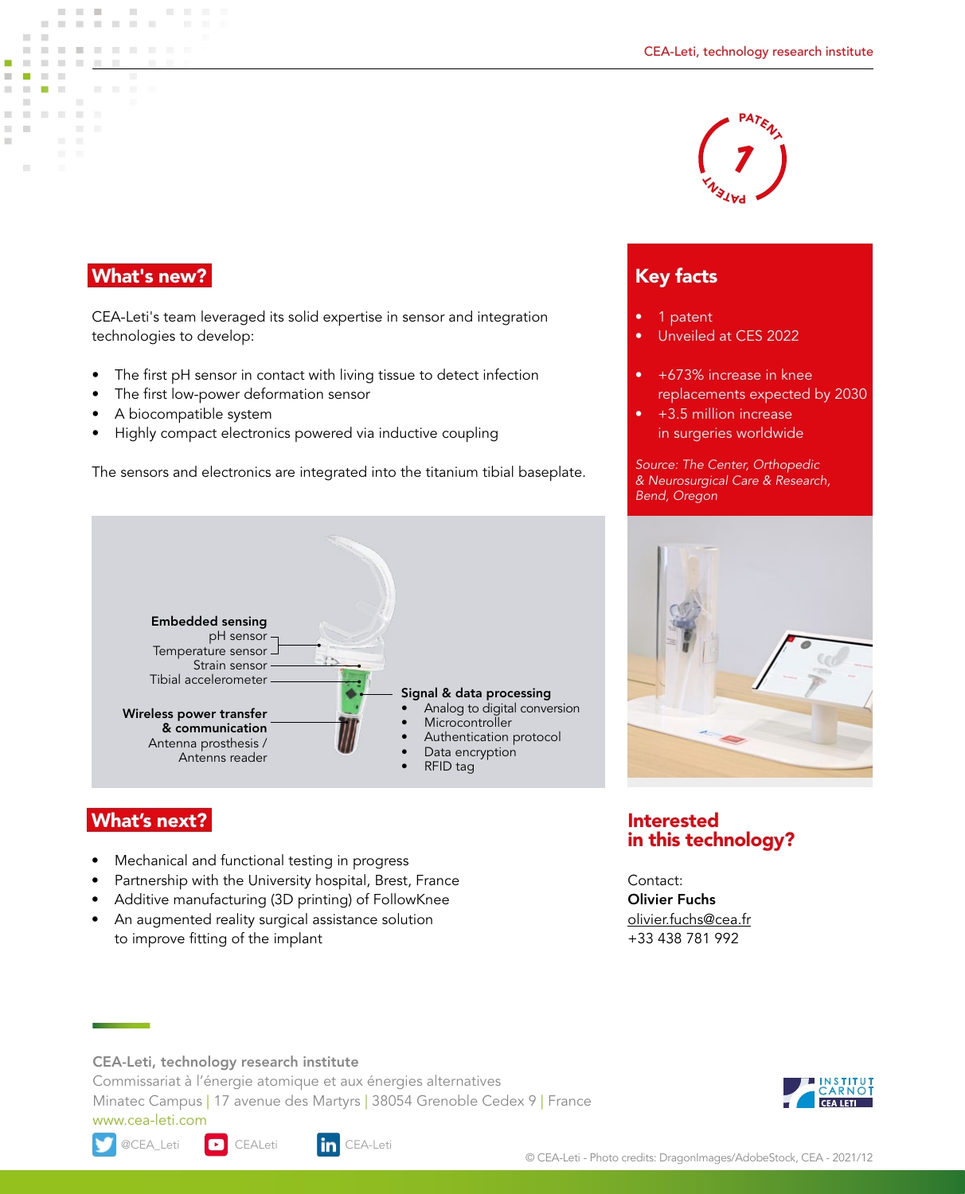## What's new?

CEA-Leti's team leveraged its solid expertise in sensor and integration technologies to develop:

- The first pH sensor in contact with living tissue to detect infection
- The first low-power deformation sensor
- A biocompatible system
- Highly compact electronics powered via inductive coupling

The sensors and electronics are integrated into the titanium tibial baseplate.

**Embedded sensing**
pH sensor
Temperature sensor
Strain sensor
Tibial accelerometer

**Wireless power transfer & communication**
Antenna prosthesis / Antenns reader

**Signal & data processing**
- Analog to digital conversion
- Microcontroller
- Authentication protocol
- Data encryption
- RFID tag

## What's next?

- Mechanical and functional testing in progress
- Partnership with the University hospital, Brest, France
- Additive manufacturing (3D printing) of FollowKnee
- An augmented reality surgical assistance solution to improve fitting of the implant

## Key facts

- 1 patent
- Unveiled at CES 2022
- +673% increase in knee replacements expected by 2030
- +3.5 million increase in surgeries worldwide

*Source: The Center, Orthopedic & Neurosurgical Care & Research, Bend, Oregon*

## Interested in this technology?

Contact:
**Olivier Fuchs**
olivier.fuchs@cea.fr
+33 438 781 992

**CEA-Leti, technology research institute**
Commissariat à l'énergie atomique et aux énergies alternatives
Minatec Campus | 17 avenue des Martyrs | 38054 Grenoble Cedex 9 | France
www.cea-leti.com

@CEA_Leti CEALeti CEA-Leti

© CEA-Leti - Photo credits: DragonImages/AdobeStock, CEA - 2021/12